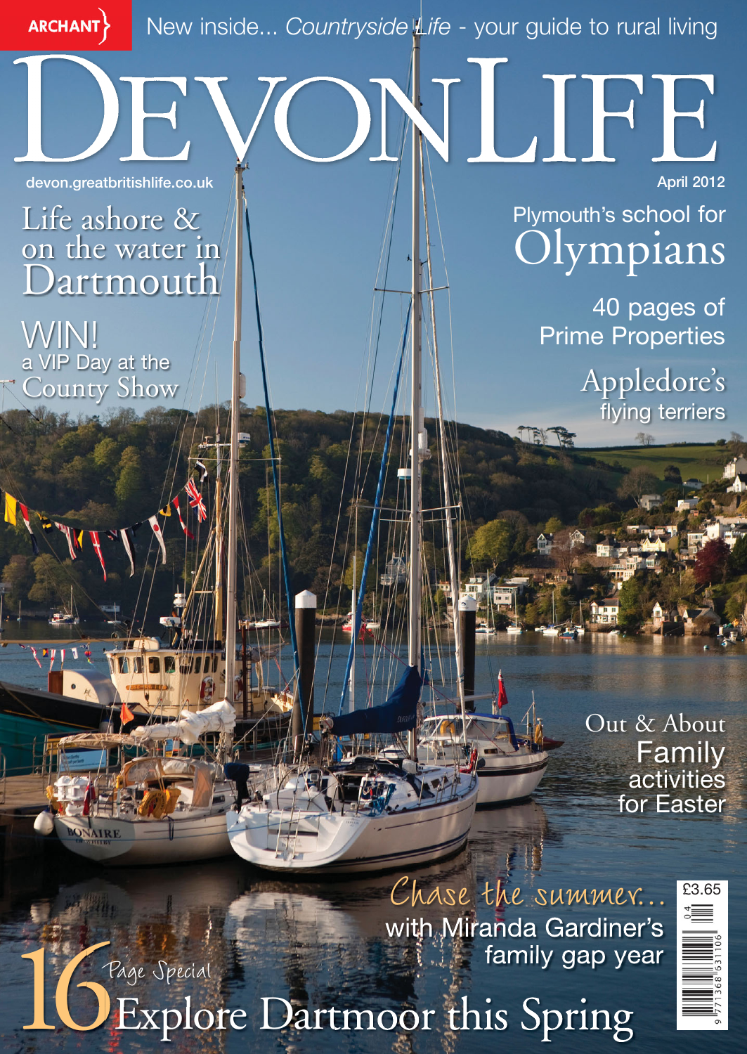ARCHANT

New inside... *Countryside Life* - your guide to rural living

# DEVON LIFE

devon.greatbritishlife.co.uk

April 2012

## Life ashore & on the water in Dartmouth

## WIN! a VIP Day at the County Show

## Plymouth's school for Olympians

## 40 pages of Prime Properties

## Appledore's flying terriers

## Out & About Family activities for Easter

## *Chase the summer...* with Miranda Gardiner's family gap year

## 16 *Page Special* Explore Dartmoor this Spring

£3.65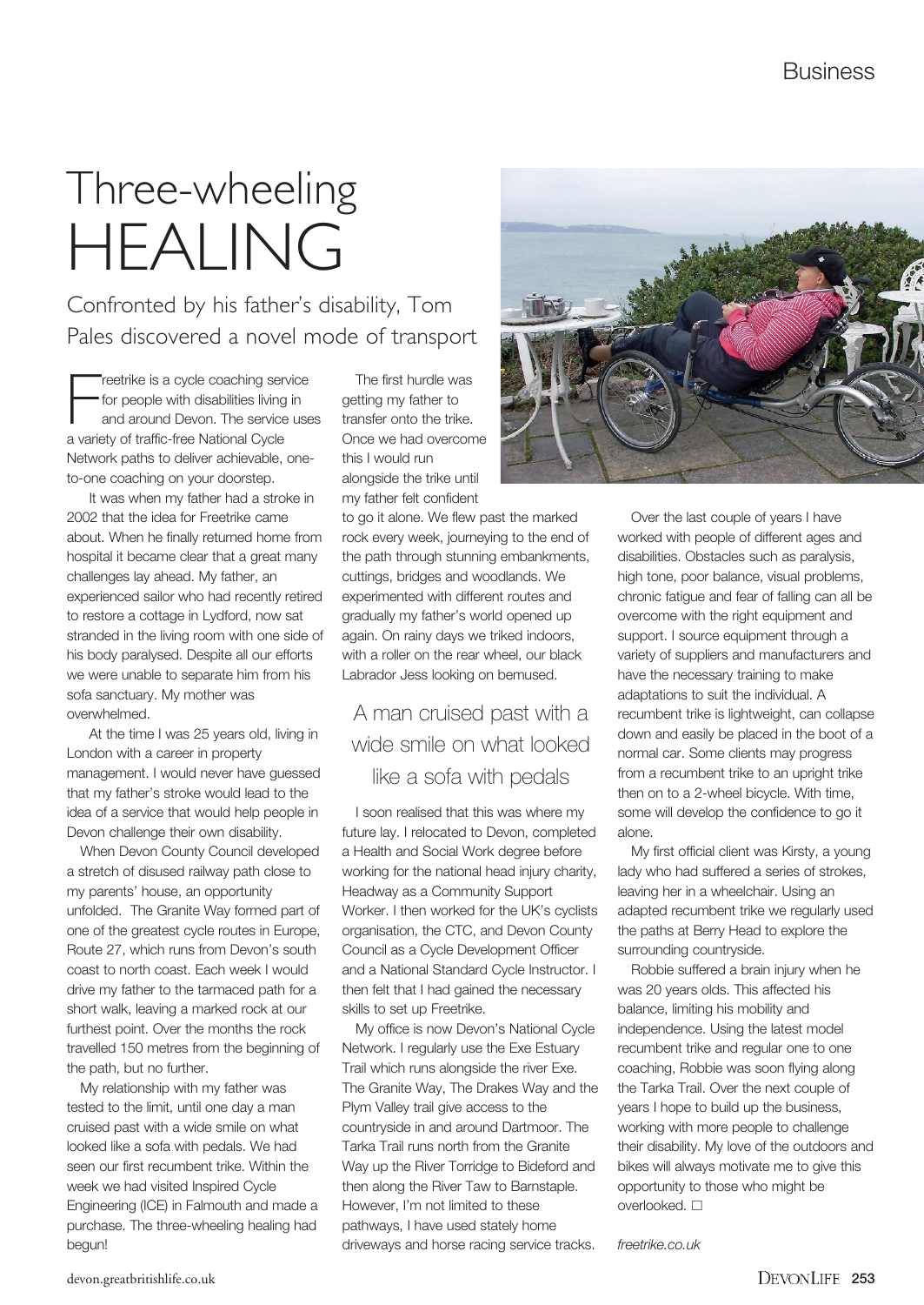# Three-wheeling HEALING

## Confronted by his father's disability, Tom Pales discovered a novel mode of transport

Freetrike is a cycle coaching service for people with disabilities living in and around Devon. The service uses a variety of traffic-free National Cycle Network paths to deliver achievable, one-to-one coaching on your doorstep.

It was when my father had a stroke in 2002 that the idea for Freetrike came about. When he finally returned home from hospital it became clear that a great many challenges lay ahead. My father, an experienced sailor who had recently retired to restore a cottage in Lydford, now sat stranded in the living room with one side of his body paralysed. Despite all our efforts we were unable to separate him from his sofa sanctuary. My mother was overwhelmed.

At the time I was 25 years old, living in London with a career in property management. I would never have guessed that my father's stroke would lead to the idea of a service that would help people in Devon challenge their own disability.

When Devon County Council developed a stretch of disused railway path close to my parents' house, an opportunity unfolded. The Granite Way formed part of one of the greatest cycle routes in Europe, Route 27, which runs from Devon's south coast to north coast. Each week I would drive my father to the tarmaced path for a short walk, leaving a marked rock at our furthest point. Over the months the rock travelled 150 metres from the beginning of the path, but no further.

My relationship with my father was tested to the limit, until one day a man cruised past with a wide smile on what looked like a sofa with pedals. We had seen our first recumbent trike. Within the week we had visited Inspired Cycle Engineering (ICE) in Falmouth and made a purchase. The three-wheeling healing had begun!

The first hurdle was getting my father to transfer onto the trike. Once we had overcome this I would run alongside the trike until my father felt confident to go it alone. We flew past the marked rock every week, journeying to the end of the path through stunning embankments, cuttings, bridges and woodlands. We experimented with different routes and gradually my father's world opened up again. On rainy days we triked indoors, with a roller on the rear wheel, our black Labrador Jess looking on bemused.

> A man cruised past with a wide smile on what looked like a sofa with pedals

I soon realised that this was where my future lay. I relocated to Devon, completed a Health and Social Work degree before working for the national head injury charity, Headway as a Community Support Worker. I then worked for the UK's cyclists organisation, the CTC, and Devon County Council as a Cycle Development Officer and a National Standard Cycle Instructor. I then felt that I had gained the necessary skills to set up Freetrike.

My office is now Devon's National Cycle Network. I regularly use the Exe Estuary Trail which runs alongside the river Exe. The Granite Way, The Drakes Way and the Plym Valley trail give access to the countryside in and around Dartmoor. The Tarka Trail runs north from the Granite Way up the River Torridge to Bideford and then along the River Taw to Barnstaple. However, I'm not limited to these pathways, I have used stately home driveways and horse racing service tracks.

Over the last couple of years I have worked with people of different ages and disabilities. Obstacles such as paralysis, high tone, poor balance, visual problems, chronic fatigue and fear of falling can all be overcome with the right equipment and support. I source equipment through a variety of suppliers and manufacturers and have the necessary training to make adaptations to suit the individual. A recumbent trike is lightweight, can collapse down and easily be placed in the boot of a normal car. Some clients may progress from a recumbent trike to an upright trike then on to a 2-wheel bicycle. With time, some will develop the confidence to go it alone.

My first official client was Kirsty, a young lady who had suffered a series of strokes, leaving her in a wheelchair. Using an adapted recumbent trike we regularly used the paths at Berry Head to explore the surrounding countryside.

Robbie suffered a brain injury when he was 20 years olds. This affected his balance, limiting his mobility and independence. Using the latest model recumbent trike and regular one to one coaching, Robbie was soon flying along the Tarka Trail. Over the next couple of years I hope to build up the business, working with more people to challenge their disability. My love of the outdoors and bikes will always motivate me to give this opportunity to those who might be overlooked. □

*freetrike.co.uk*